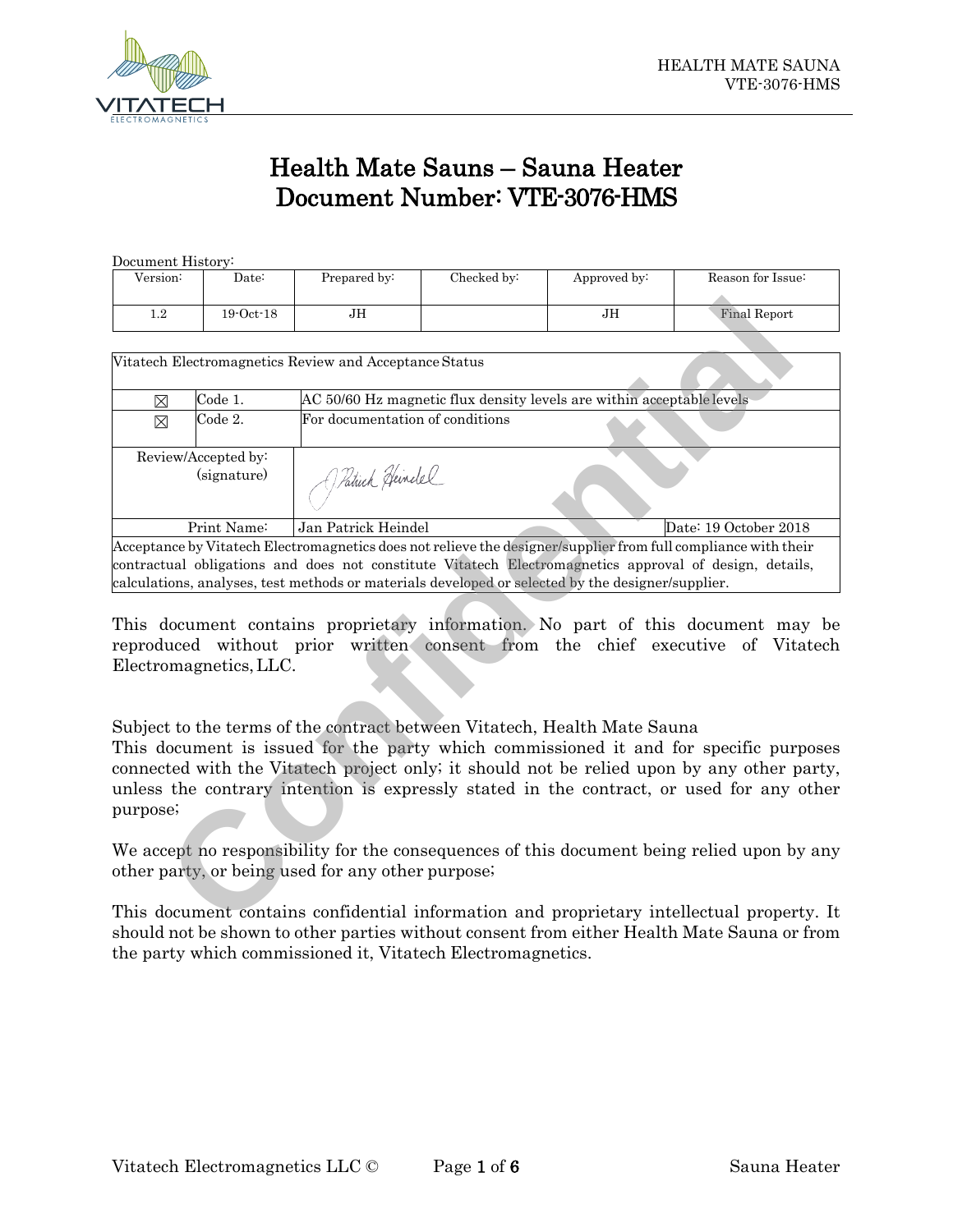# Health Mate Sauns – Sauna Heater
# Document Number: VTE-3076-HMS

Document History:

| Version: | Date: | Prepared by: | Checked by: | Approved by: | Reason for Issue: |
|---|---|---|---|---|---|
| 1.2 | 19-Oct-18 | JH | | JH | Final Report |

| Vitatech Electromagnetics Review and Acceptance Status | | |
|---|---|---|
| ☒ | Code 1. | AC 50/60 Hz magnetic flux density levels are within acceptable levels |
| ☒ | Code 2. | For documentation of conditions |
| Review/Accepted by: (signature) | [signature] | |
| Print Name: | Jan Patrick Heindel | Date: 19 October 2018 |
| Acceptance by Vitatech Electromagnetics does not relieve the designer/supplier from full compliance with their contractual obligations and does not constitute Vitatech Electromagnetics approval of design, details, calculations, analyses, test methods or materials developed or selected by the designer/supplier. | | |

This document contains proprietary information. No part of this document may be reproduced without prior written consent from the chief executive of Vitatech Electromagnetics, LLC.

Subject to the terms of the contract between Vitatech, Health Mate Sauna
This document is issued for the party which commissioned it and for specific purposes connected with the Vitatech project only; it should not be relied upon by any other party, unless the contrary intention is expressly stated in the contract, or used for any other purpose;

We accept no responsibility for the consequences of this document being relied upon by any other party, or being used for any other purpose;

This document contains confidential information and proprietary intellectual property. It should not be shown to other parties without consent from either Health Mate Sauna or from the party which commissioned it, Vitatech Electromagnetics.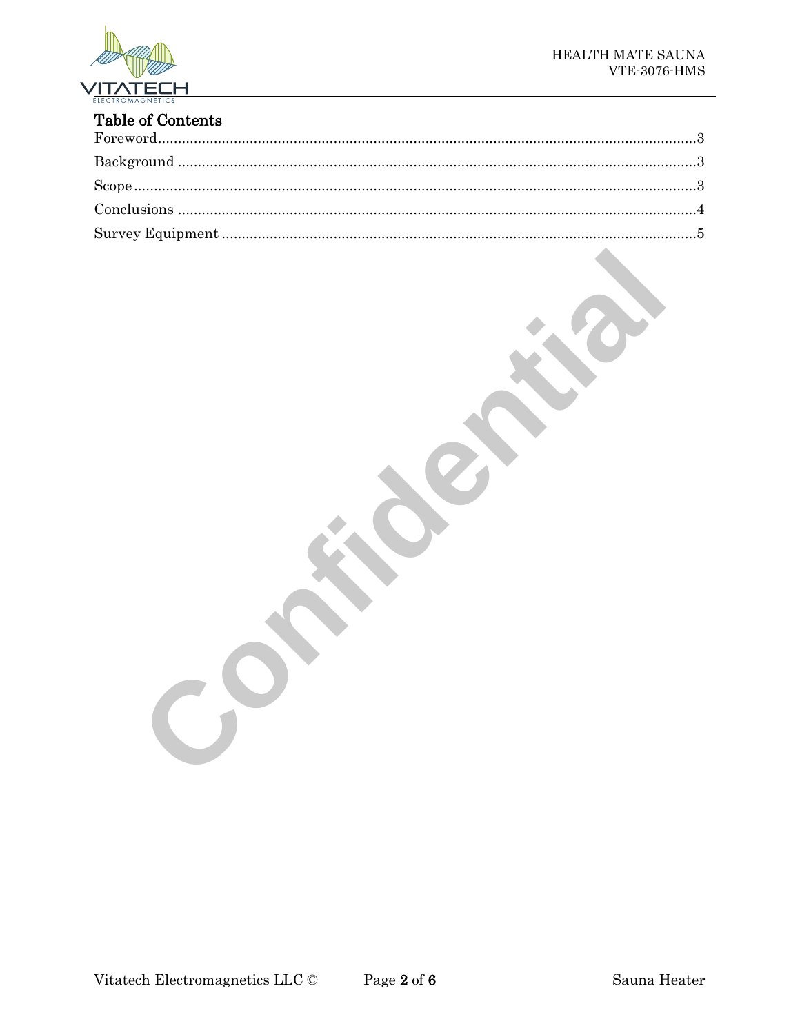## Table of Contents

Foreword........................................................................................................................3

Background ...................................................................................................................3

Scope ..............................................................................................................................3

Conclusions ...................................................................................................................4

Survey Equipment ........................................................................................................5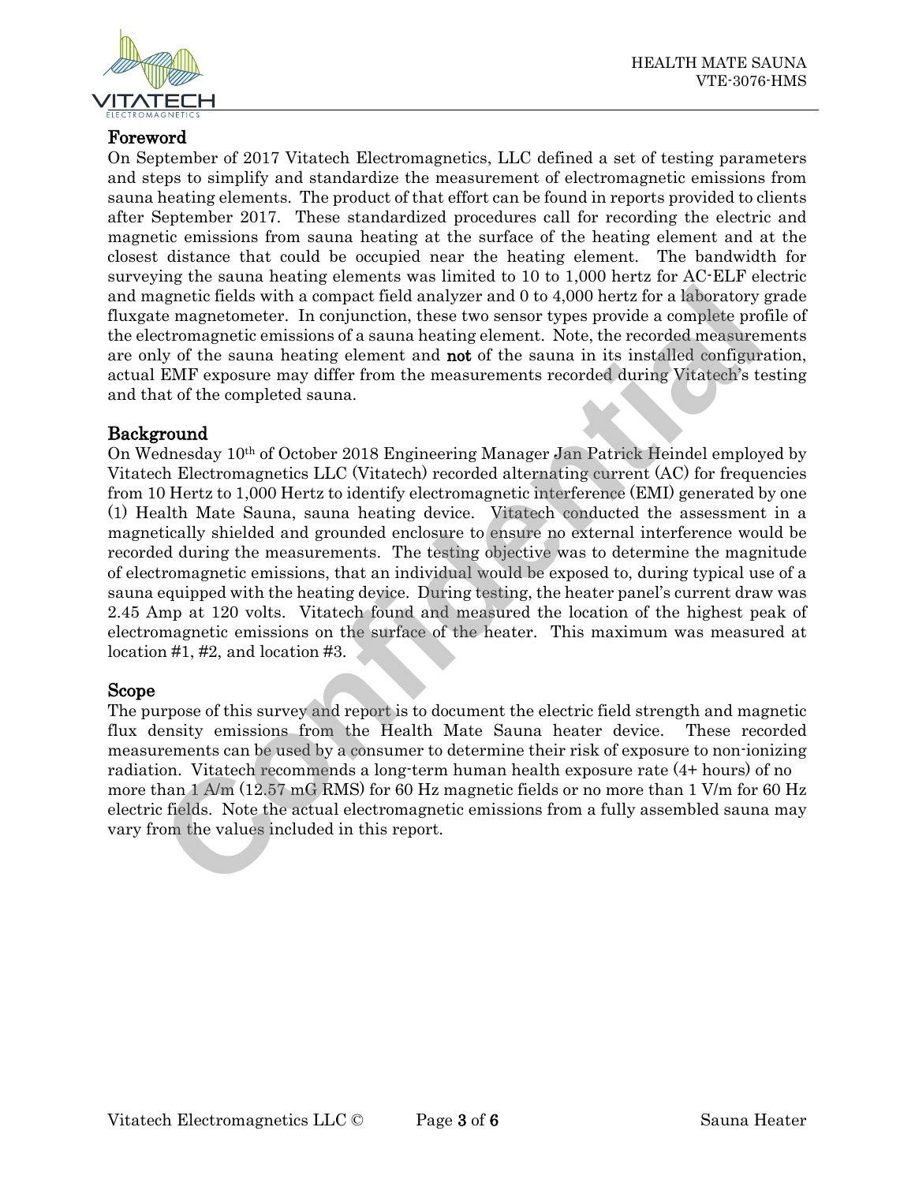## Foreword

On September of 2017 Vitatech Electromagnetics, LLC defined a set of testing parameters and steps to simplify and standardize the measurement of electromagnetic emissions from sauna heating elements. The product of that effort can be found in reports provided to clients after September 2017. These standardized procedures call for recording the electric and magnetic emissions from sauna heating at the surface of the heating element and at the closest distance that could be occupied near the heating element. The bandwidth for surveying the sauna heating elements was limited to 10 to 1,000 hertz for AC-ELF electric and magnetic fields with a compact field analyzer and 0 to 4,000 hertz for a laboratory grade fluxgate magnetometer. In conjunction, these two sensor types provide a complete profile of the electromagnetic emissions of a sauna heating element. Note, the recorded measurements are only of the sauna heating element and **not** of the sauna in its installed configuration, actual EMF exposure may differ from the measurements recorded during Vitatech's testing and that of the completed sauna.

## Background

On Wednesday 10th of October 2018 Engineering Manager Jan Patrick Heindel employed by Vitatech Electromagnetics LLC (Vitatech) recorded alternating current (AC) for frequencies from 10 Hertz to 1,000 Hertz to identify electromagnetic interference (EMI) generated by one (1) Health Mate Sauna, sauna heating device. Vitatech conducted the assessment in a magnetically shielded and grounded enclosure to ensure no external interference would be recorded during the measurements. The testing objective was to determine the magnitude of electromagnetic emissions, that an individual would be exposed to, during typical use of a sauna equipped with the heating device. During testing, the heater panel's current draw was 2.45 Amp at 120 volts. Vitatech found and measured the location of the highest peak of electromagnetic emissions on the surface of the heater. This maximum was measured at location #1, #2, and location #3.

## Scope

The purpose of this survey and report is to document the electric field strength and magnetic flux density emissions from the Health Mate Sauna heater device. These recorded measurements can be used by a consumer to determine their risk of exposure to non-ionizing radiation. Vitatech recommends a long-term human health exposure rate (4+ hours) of no more than 1 A/m (12.57 mG RMS) for 60 Hz magnetic fields or no more than 1 V/m for 60 Hz electric fields. Note the actual electromagnetic emissions from a fully assembled sauna may vary from the values included in this report.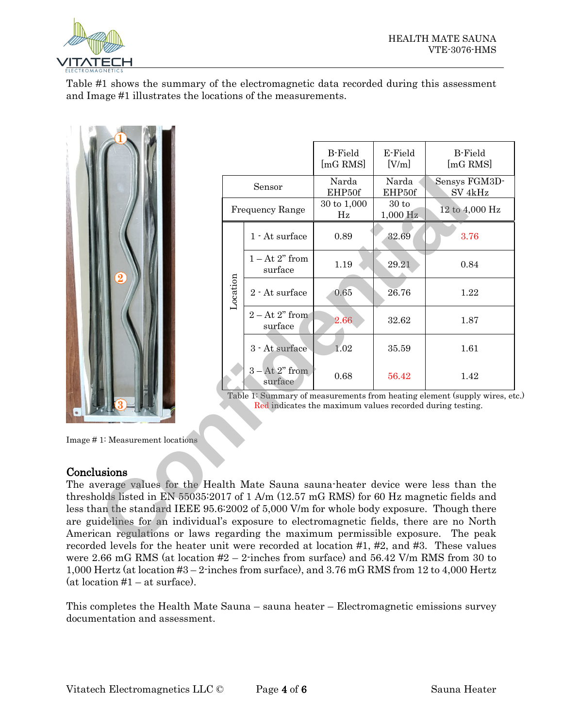Table #1 shows the summary of the electromagnetic data recorded during this assessment and Image #1 illustrates the locations of the measurements.

Image # 1: Measurement locations

| | | B-Field [mG RMS] | E-Field [V/m] | B-Field [mG RMS] |
|---|---|---|---|---|
| Sensor | | Narda EHP50f | Narda EHP50f | Sensys FGM3D-SV 4kHz |
| Frequency Range | | 30 to 1,000 Hz | 30 to 1,000 Hz | 12 to 4,000 Hz |
| Location | 1 - At surface | 0.89 | 32.69 | 3.76 |
| | 1 – At 2" from surface | 1.19 | 29.21 | 0.84 |
| | 2 - At surface | 0.65 | 26.76 | 1.22 |
| | 2 – At 2" from surface | 2.66 | 32.62 | 1.87 |
| | 3 - At surface | 1.02 | 35.59 | 1.61 |
| | 3 – At 2" from surface | 0.68 | 56.42 | 1.42 |

Table 1: Summary of measurements from heating element (supply wires, etc.) Red indicates the maximum values recorded during testing.

## Conclusions

The average values for the Health Mate Sauna sauna-heater device were less than the thresholds listed in EN 55035:2017 of 1 A/m (12.57 mG RMS) for 60 Hz magnetic fields and less than the standard IEEE 95.6:2002 of 5,000 V/m for whole body exposure. Though there are guidelines for an individual's exposure to electromagnetic fields, there are no North American regulations or laws regarding the maximum permissible exposure. The peak recorded levels for the heater unit were recorded at location #1, #2, and #3. These values were 2.66 mG RMS (at location #2 – 2-inches from surface) and 56.42 V/m RMS from 30 to 1,000 Hertz (at location #3 – 2-inches from surface), and 3.76 mG RMS from 12 to 4,000 Hertz (at location #1 – at surface).

This completes the Health Mate Sauna – sauna heater – Electromagnetic emissions survey documentation and assessment.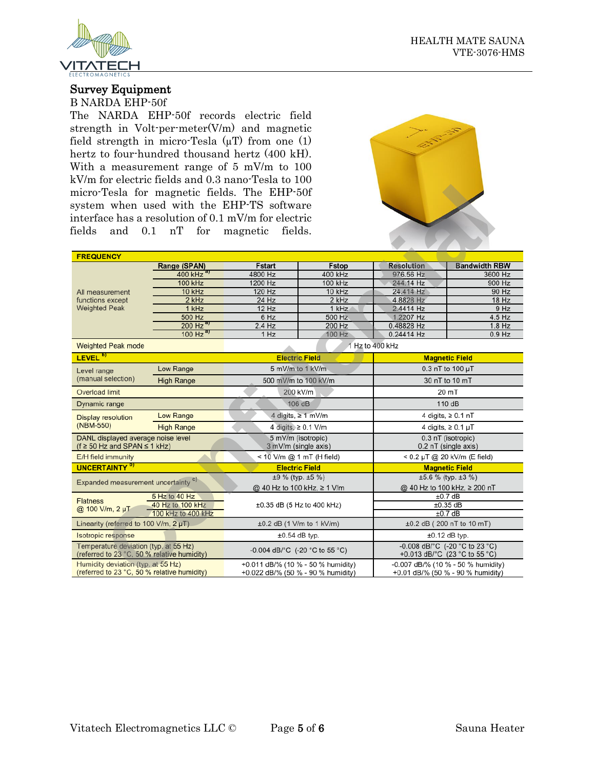## Survey Equipment

B NARDA EHP-50f

The NARDA EHP-50f records electric field strength in Volt-per-meter(V/m) and magnetic field strength in micro-Tesla (μT) from one (1) hertz to four-hundred thousand hertz (400 kH). With a measurement range of 5 mV/m to 100 kV/m for electric fields and 0.3 nano-Tesla to 100 micro-Tesla for magnetic fields. The EHP-50f system when used with the EHP-TS software interface has a resolution of 0.1 mV/m for electric fields and 0.1 nT for magnetic fields.

| FREQUENCY | | | | | | |
|---|---|---|---|---|---|---|
| | Range (SPAN) | Fstart | Fstop | Resolution | Bandwidth RBW | |
| All measurement functions except Weighted Peak | 400 kHz [a] | 4800 Hz | 400 kHz | 976.56 Hz | 3600 Hz | |
| | 100 kHz | 1200 Hz | 100 kHz | 244.14 Hz | 900 Hz | |
| | 10 kHz | 120 Hz | 10 kHz | 24.414 Hz | 90 Hz | |
| | 2 kHz | 24 Hz | 2 kHz | 4.8828 Hz | 18 Hz | |
| | 1 kHz | 12 Hz | 1 kHz | 2.4414 Hz | 9 Hz | |
| | 500 Hz | 6 Hz | 500 Hz | 1.2207 Hz | 4.5 Hz | |
| | 200 Hz [a] | 2.4 Hz | 200 Hz | 0.48828 Hz | 1.8 Hz | |
| | 100 Hz [a] | 1 Hz | 100 Hz | 0.24414 Hz | 0.9 Hz | |
| Weighted Peak mode | | 1 Hz to 400 kHz | | | | |

| LEVEL [b] | | Electric Field | Magnetic Field |
|---|---|---|---|
| Level range (manual selection) | Low Range | 5 mV/m to 1 kV/m | 0.3 nT to 100 μT |
| | High Range | 500 mV/m to 100 kV/m | 30 nT to 10 mT |
| Overload limit | | 200 kV/m | 20 mT |
| Dynamic range | | 106 dB | 110 dB |
| Display resolution (NBM-550) | Low Range | 4 digits, ≥ 1 mV/m | 4 digits, ≥ 0.1 nT |
| | High Range | 4 digits, ≥ 0.1 V/m | 4 digits, ≥ 0.1 μT |
| DANL displayed average noise level (f ≥ 50 Hz and SPAN ≤ 1 kHz) | | 5 mV/m (isotropic) 3 mV/m (single axis) | 0.3 nT (isotropic) 0.2 nT (single axis) |
| E/H field immunity | | < 10 V/m @ 1 mT (H field) | < 0.2 μT @ 20 kV/m (E field) |

| UNCERTAINTY [b] | | Electric Field | Magnetic Field |
|---|---|---|---|
| Expanded measurement uncertainty [c] | | ±9 % (typ. ±5 %) @ 40 Hz to 100 kHz, ≥ 1 V/m | ±5.6 % (typ. ±3 %) @ 40 Hz to 100 kHz, ≥ 200 nT |
| Flatness @ 100 V/m, 2 μT | 5 Hz to 40 Hz | ±0.35 dB (5 Hz to 400 kHz) | ±0.7 dB |
| | 40 Hz to 100 kHz | | ±0.35 dB |
| | 100 kHz to 400 kHz | | ±0.7 dB |
| Linearity (referred to 100 V/m, 2 μT) | | ±0.2 dB (1 V/m to 1 kV/m) | ±0.2 dB ( 200 nT to 10 mT) |
| Isotropic response | | ±0.54 dB typ. | ±0.12 dB typ. |
| Temperature deviation (typ. at 55 Hz) (referred to 23 °C, 50 % relative humidity) | | -0.004 dB/°C (-20 °C to 55 °C) | -0.008 dB/°C (-20 °C to 23 °C) +0.013 dB/°C (23 °C to 55 °C) |
| Humidity deviation (typ. at 55 Hz) (referred to 23 °C, 50 % relative humidity) | | +0.011 dB/% (10 % - 50 % humidity) +0.022 dB/% (50 % - 90 % humidity) | -0.007 dB/% (10 % - 50 % humidity) +0.01 dB/% (50 % - 90 % humidity) |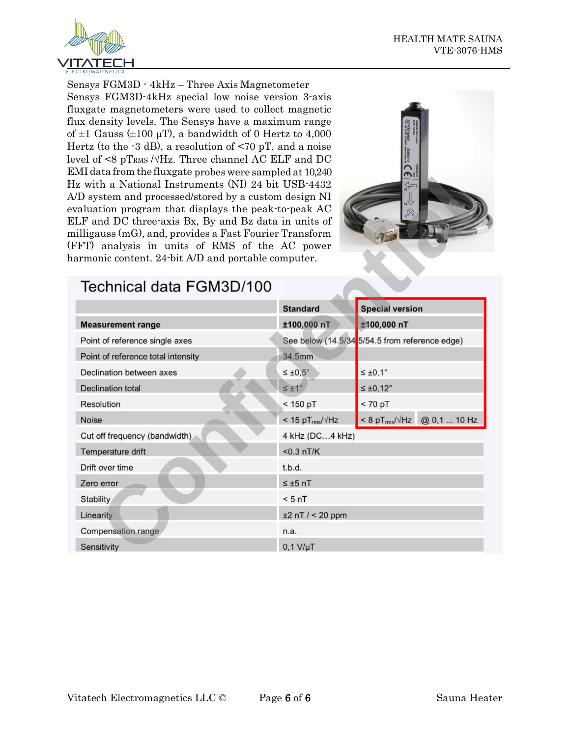Sensys FGM3D - 4kHz – Three Axis Magnetometer

Sensys FGM3D-4kHz special low noise version 3-axis fluxgate magnetometers were used to collect magnetic flux density levels. The Sensys have a maximum range of ±1 Gauss (±100 μT), a bandwidth of 0 Hertz to 4,000 Hertz (to the -3 dB), a resolution of <70 pT, and a noise level of <8 $pT_{RMS}$ /√Hz. Three channel AC ELF and DC EMI data from the fluxgate probes were sampled at 10,240 Hz with a National Instruments (NI) 24 bit USB-4432 A/D system and processed/stored by a custom design NI evaluation program that displays the peak-to-peak AC ELF and DC three-axis Bx, By and Bz data in units of milligauss (mG), and, provides a Fast Fourier Transform (FFT) analysis in units of RMS of the AC power harmonic content. 24-bit A/D and portable computer.

## Technical data FGM3D/100

| | Standard | Special version |
|---|---|---|
| **Measurement range** | **±100,000 nT** | **±100,000 nT** |
| Point of reference single axes | See below (14.5/34.5/54.5 from reference edge) | |
| Point of reference total intensity | 34.5mm | |
| Declination between axes | ≤ ±0,5° | ≤ ±0,1° |
| Declination total | ≤ ±1° | ≤ ±0,12° |
| Resolution | < 150 pT | < 70 pT |
| Noise | < 15 $pT_{rms}$/√Hz | < 8 $pT_{rms}$/√Hz @ 0,1 ... 10 Hz |
| Cut off frequency (bandwidth) | 4 kHz (DC…4 kHz) | |
| Temperature drift | <0.3 nT/K | |
| Drift over time | t.b.d. | |
| Zero error | ≤ ±5 nT | |
| Stability | < 5 nT | |
| Linearity | ±2 nT / < 20 ppm | |
| Compensation range | n.a. | |
| Sensitivity | 0,1 V/μT | |